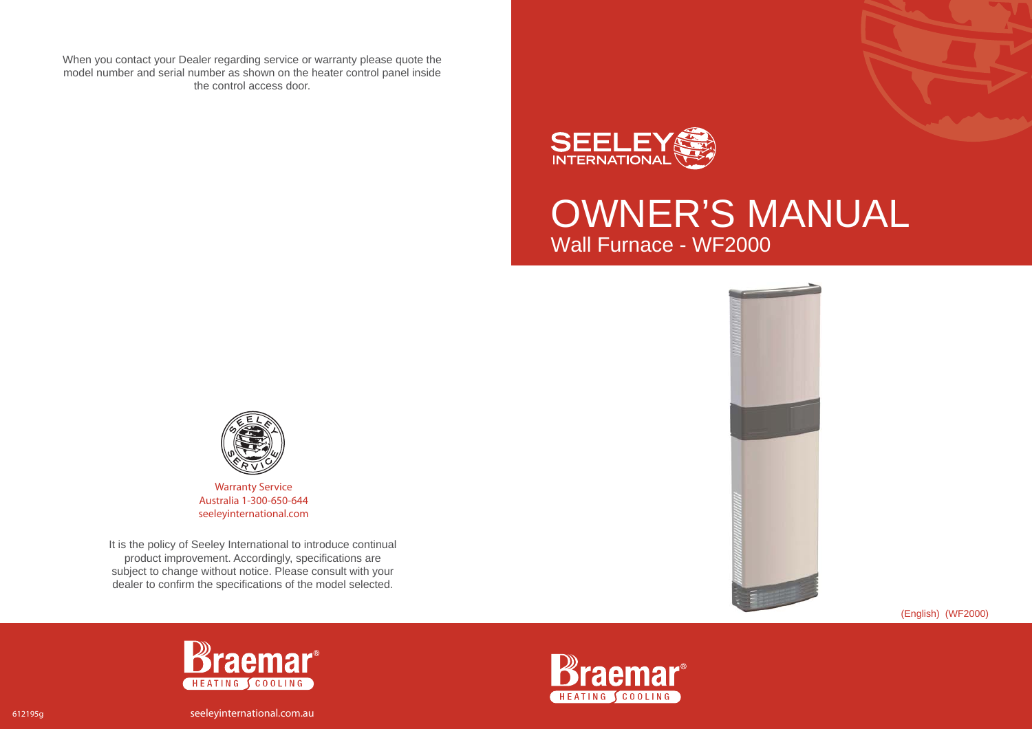When you contact your Dealer regarding service or warranty please quote the model number and serial number as shown on the heater control panel inside the control access door.

Warranty Service
Australia 1-300-650-644
seeleyinternational.com

It is the policy of Seeley International to introduce continual product improvement. Accordingly, specifications are subject to change without notice. Please consult with your dealer to confirm the specifications of the model selected.

612195g

seeleyinternational.com.au

SEELEY INTERNATIONAL

# OWNER'S MANUAL

## Wall Furnace - WF2000

(English) (WF2000)

Braemar® HEATING COOLING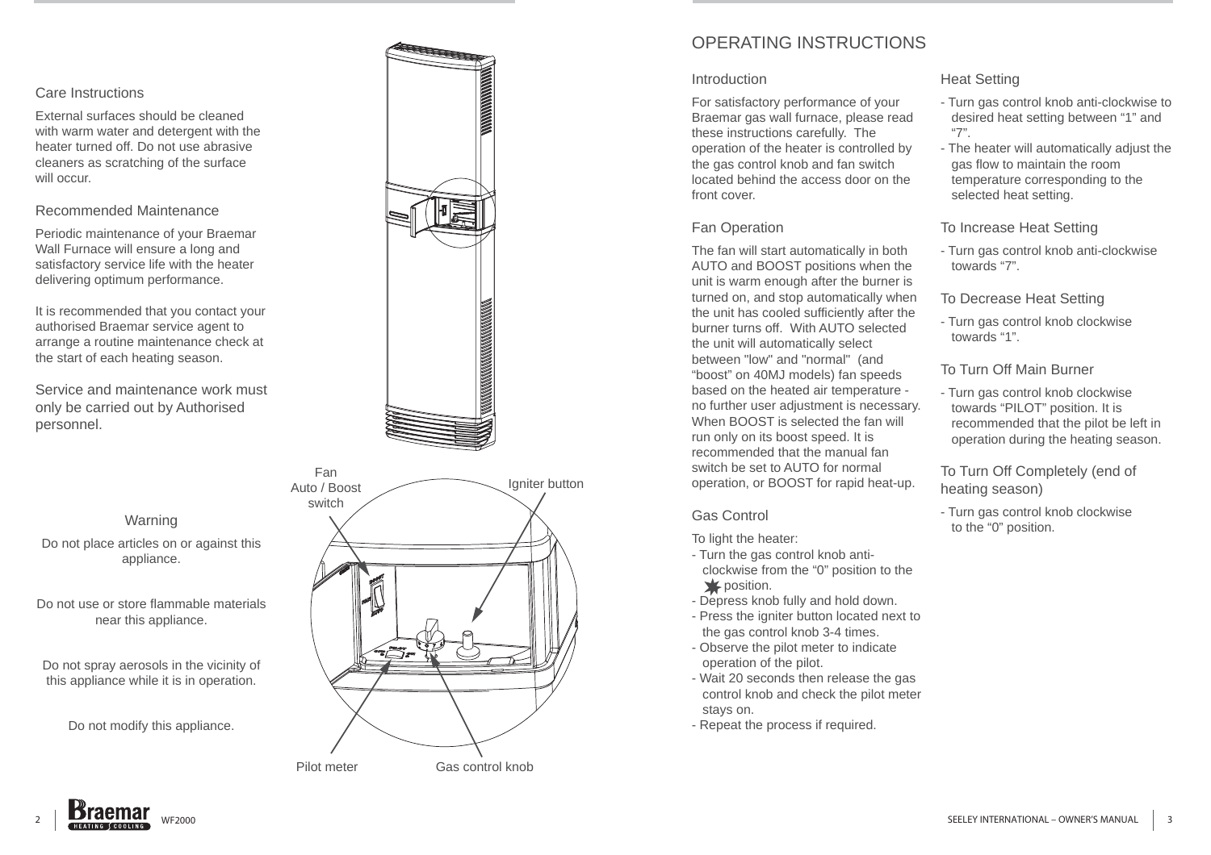## Care Instructions

External surfaces should be cleaned with warm water and detergent with the heater turned off. Do not use abrasive cleaners as scratching of the surface will occur.

## Recommended Maintenance

Periodic maintenance of your Braemar Wall Furnace will ensure a long and satisfactory service life with the heater delivering optimum performance.

It is recommended that you contact your authorised Braemar service agent to arrange a routine maintenance check at the start of each heating season.

Service and maintenance work must only be carried out by Authorised personnel.

## Warning

Do not place articles on or against this appliance.

Do not use or store flammable materials near this appliance.

Do not spray aerosols in the vicinity of this appliance while it is in operation.

Do not modify this appliance.

Fan Auto / Boost switch

Igniter button

Pilot meter

Gas control knob

# OPERATING INSTRUCTIONS

## Introduction

For satisfactory performance of your Braemar gas wall furnace, please read these instructions carefully. The operation of the heater is controlled by the gas control knob and fan switch located behind the access door on the front cover.

## Fan Operation

The fan will start automatically in both AUTO and BOOST positions when the unit is warm enough after the burner is turned on, and stop automatically when the unit has cooled sufficiently after the burner turns off. With AUTO selected the unit will automatically select between "low" and "normal" (and “boost” on 40MJ models) fan speeds based on the heated air temperature - no further user adjustment is necessary. When BOOST is selected the fan will run only on its boost speed. It is recommended that the manual fan switch be set to AUTO for normal operation, or BOOST for rapid heat-up.

## Gas Control

To light the heater:

- Turn the gas control knob anti-clockwise from the “0” position to the ✸ position.
- Depress knob fully and hold down.
- Press the igniter button located next to the gas control knob 3-4 times.
- Observe the pilot meter to indicate operation of the pilot.
- Wait 20 seconds then release the gas control knob and check the pilot meter stays on.
- Repeat the process if required.

## Heat Setting

- Turn gas control knob anti-clockwise to desired heat setting between “1” and “7”.
- The heater will automatically adjust the gas flow to maintain the room temperature corresponding to the selected heat setting.

## To Increase Heat Setting

- Turn gas control knob anti-clockwise towards “7”.

## To Decrease Heat Setting

- Turn gas control knob clockwise towards “1”.

## To Turn Off Main Burner

- Turn gas control knob clockwise towards “PILOT” position. It is recommended that the pilot be left in operation during the heating season.

## To Turn Off Completely (end of heating season)

- Turn gas control knob clockwise to the “0” position.